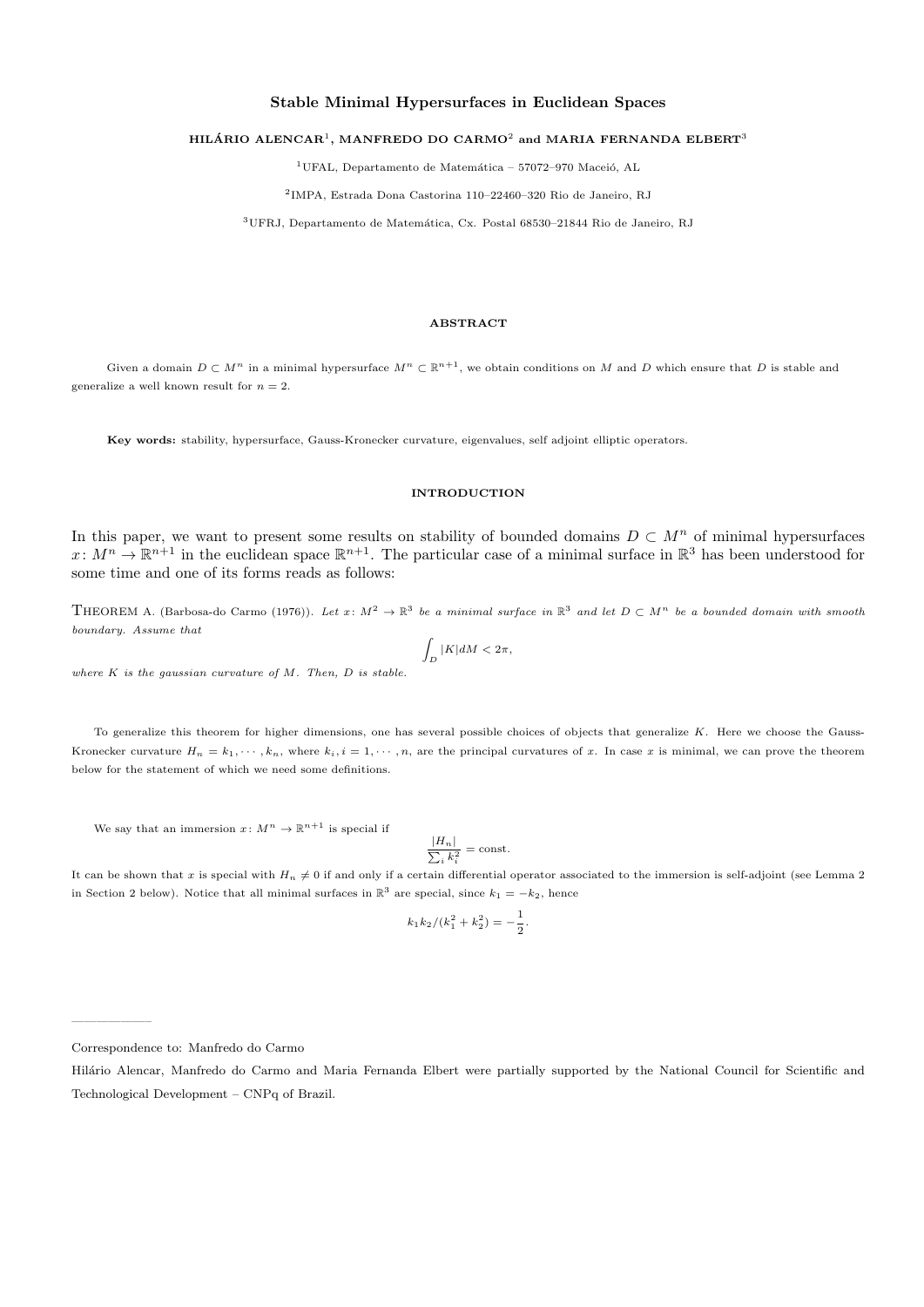# Stable Minimal Hypersurfaces in Euclidean Spaces

**HILÁRIO ALENCAR[1], MANFREDO DO CARMO[2] and MARIA FERNANDA ELBERT[3]**

[1]UFAL, Departamento de Matemática – 57072–970 Maceió, AL

[2]IMPA, Estrada Dona Castorina 110–22460–320 Rio de Janeiro, RJ

[3]UFRJ, Departamento de Matemática, Cx. Postal 68530–21844 Rio de Janeiro, RJ

## ABSTRACT

Given a domain $D \subset M^n$ in a minimal hypersurface $M^n \subset \mathbb{R}^{n+1}$, we obtain conditions on $M$ and $D$ which ensure that $D$ is stable and generalize a well known result for $n = 2$.

**Key words:** stability, hypersurface, Gauss-Kronecker curvature, eigenvalues, self adjoint elliptic operators.

## INTRODUCTION

In this paper, we want to present some results on stability of bounded domains $D \subset M^n$ of minimal hypersurfaces $x\colon M^n \to \mathbb{R}^{n+1}$ in the euclidean space $\mathbb{R}^{n+1}$. The particular case of a minimal surface in $\mathbb{R}^3$ has been understood for some time and one of its forms reads as follows:

THEOREM A. (Barbosa-do Carmo (1976)). *Let $x\colon M^2 \to \mathbb{R}^3$ be a minimal surface in $\mathbb{R}^3$ and let $D \subset M^n$ be a bounded domain with smooth boundary. Assume that*

$$\int_D |K| dM < 2\pi,$$

*where $K$ is the gaussian curvature of $M$. Then, $D$ is stable.*

To generalize this theorem for higher dimensions, one has several possible choices of objects that generalize $K$. Here we choose the Gauss-Kronecker curvature $H_n = k_1, \cdots, k_n$, where $k_i, i = 1, \cdots, n$, are the principal curvatures of $x$. In case $x$ is minimal, we can prove the theorem below for the statement of which we need some definitions.

We say that an immersion $x\colon M^n \to \mathbb{R}^{n+1}$ is special if

$$\frac{|H_n|}{\sum_i k_i^2} = \text{const.}$$

It can be shown that $x$ is special with $H_n \neq 0$ if and only if a certain differential operator associated to the immersion is self-adjoint (see Lemma 2 in Section 2 below). Notice that all minimal surfaces in $\mathbb{R}^3$ are special, since $k_1 = -k_2$, hence

$$k_1 k_2/(k_1^2 + k_2^2) = -\frac{1}{2}.$$

---

Correspondence to: Manfredo do Carmo

Hilário Alencar, Manfredo do Carmo and Maria Fernanda Elbert were partially supported by the National Council for Scientific and Technological Development – CNPq of Brazil.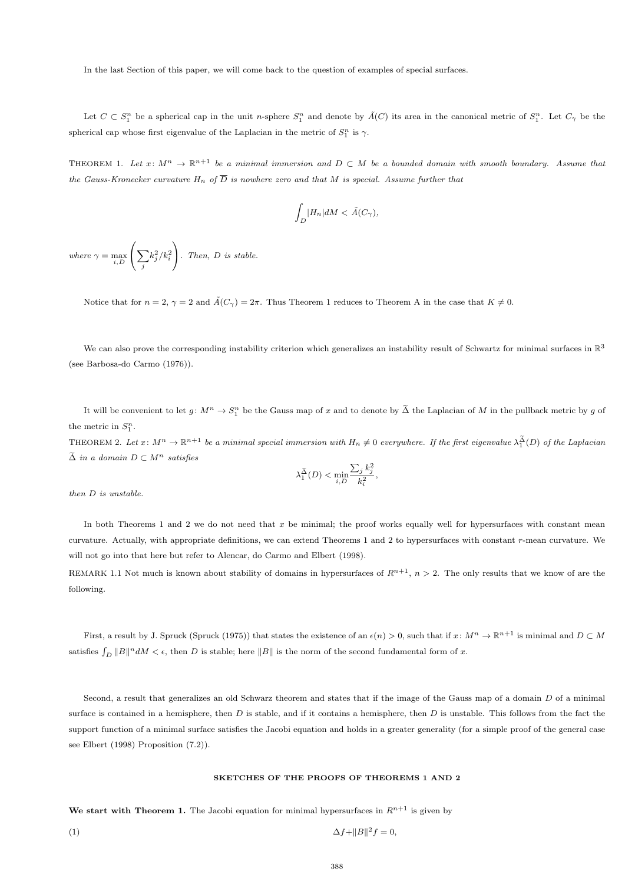In the last Section of this paper, we will come back to the question of examples of special surfaces.

Let $C \subset S_1^n$ be a spherical cap in the unit $n$-sphere $S_1^n$ and denote by $\tilde{A}(C)$ its area in the canonical metric of $S_1^n$. Let $C_\gamma$ be the spherical cap whose first eigenvalue of the Laplacian in the metric of $S_1^n$ is $\gamma$.

THEOREM 1. *Let $x\colon M^n \to \mathbb{R}^{n+1}$ be a minimal immersion and $D \subset M$ be a bounded domain with smooth boundary. Assume that the Gauss-Kronecker curvature $H_n$ of $\overline{D}$ is nowhere zero and that $M$ is special. Assume further that*

$$\int_D |H_n| dM < \tilde{A}(C_\gamma),$$

*where* $\gamma = \max\limits_{i,D} \left( \sum_j k_j^2 / k_i^2 \right)$. *Then, $D$ is stable.*

Notice that for $n = 2$, $\gamma = 2$ and $\tilde{A}(C_\gamma) = 2\pi$. Thus Theorem 1 reduces to Theorem A in the case that $K \neq 0$.

We can also prove the corresponding instability criterion which generalizes an instability result of Schwartz for minimal surfaces in $\mathbb{R}^3$ (see Barbosa-do Carmo (1976)).

It will be convenient to let $g\colon M^n \to S_1^n$ be the Gauss map of $x$ and to denote by $\widetilde{\Delta}$ the Laplacian of $M$ in the pullback metric by $g$ of the metric in $S_1^n$.

THEOREM 2. *Let $x\colon M^n \to \mathbb{R}^{n+1}$ be a minimal special immersion with $H_n \neq 0$ everywhere. If the first eigenvalue $\lambda_1^{\widetilde{\Delta}}(D)$ of the Laplacian $\widetilde{\Delta}$ in a domain $D \subset M^n$ satisfies*

$$\lambda_1^{\widetilde{\Delta}}(D) < \min_{i,D} \frac{\sum_j k_j^2}{k_i^2},$$

*then $D$ is unstable.*

In both Theorems 1 and 2 we do not need that $x$ be minimal; the proof works equally well for hypersurfaces with constant mean curvature. Actually, with appropriate definitions, we can extend Theorems 1 and 2 to hypersurfaces with constant $r$-mean curvature. We will not go into that here but refer to Alencar, do Carmo and Elbert (1998).

REMARK 1.1 Not much is known about stability of domains in hypersurfaces of $R^{n+1}$, $n > 2$. The only results that we know of are the following.

First, a result by J. Spruck (Spruck (1975)) that states the existence of an $\epsilon(n) > 0$, such that if $x\colon M^n \to \mathbb{R}^{n+1}$ is minimal and $D \subset M$ satisfies $\int_D \|B\|^n dM < \epsilon$, then $D$ is stable; here $\|B\|$ is the norm of the second fundamental form of $x$.

Second, a result that generalizes an old Schwarz theorem and states that if the image of the Gauss map of a domain $D$ of a minimal surface is contained in a hemisphere, then $D$ is stable, and if it contains a hemisphere, then $D$ is unstable. This follows from the fact the support function of a minimal surface satisfies the Jacobi equation and holds in a greater generality (for a simple proof of the general case see Elbert (1998) Proposition (7.2)).

## SKETCHES OF THE PROOFS OF THEOREMS 1 AND 2

**We start with Theorem 1.** The Jacobi equation for minimal hypersurfaces in $R^{n+1}$ is given by

$$\Delta f + \|B\|^2 f = 0, \tag{1}$$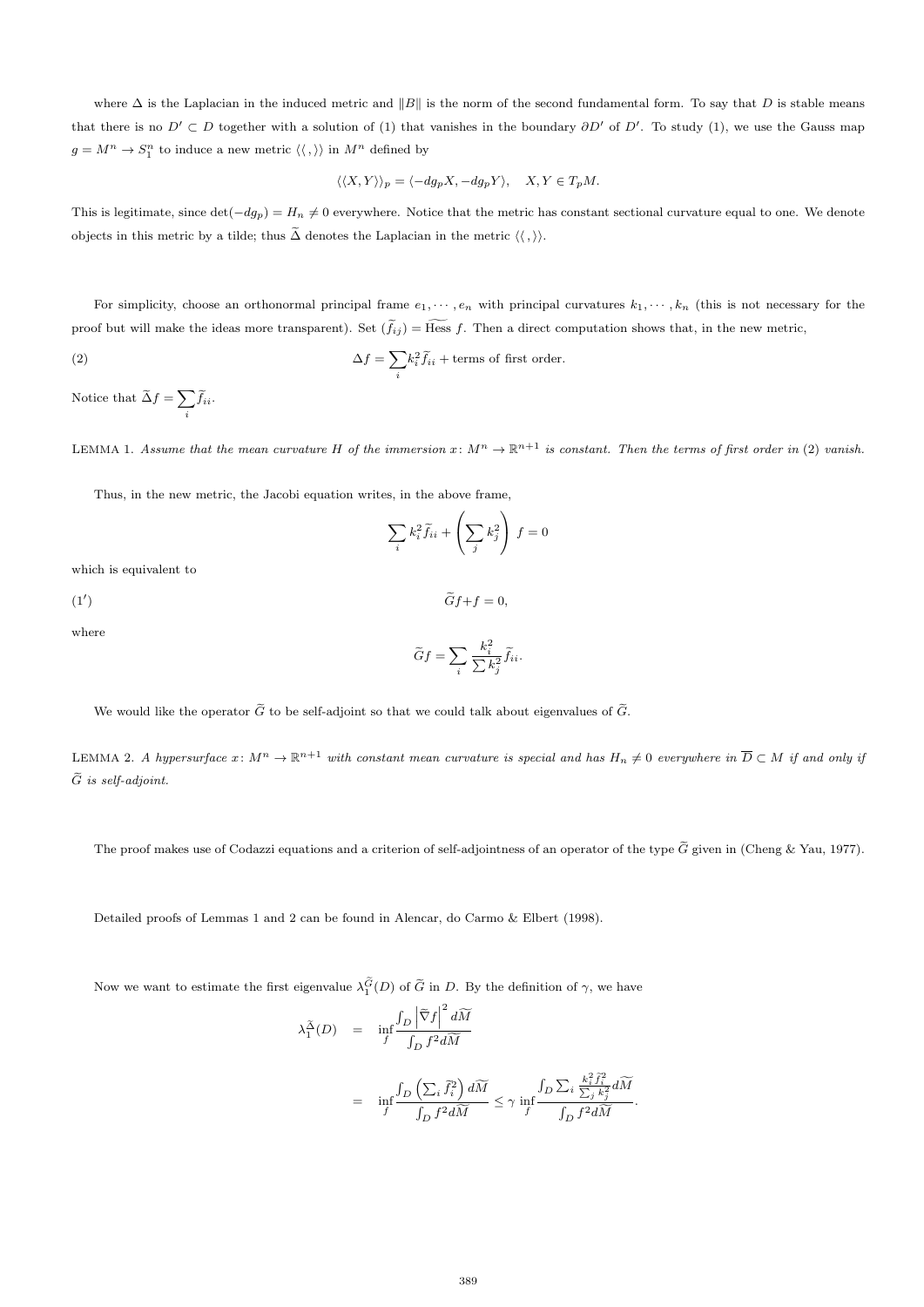where $\Delta$ is the Laplacian in the induced metric and $\|B\|$ is the norm of the second fundamental form. To say that $D$ is stable means that there is no $D' \subset D$ together with a solution of (1) that vanishes in the boundary $\partial D'$ of $D'$. To study (1), we use the Gauss map $g = M^n \to S_1^n$ to induce a new metric $\langle\langle\,,\rangle\rangle$ in $M^n$ defined by

$$\langle\langle X, Y \rangle\rangle_p = \langle -dg_p X, -dg_p Y \rangle, \quad X, Y \in T_p M.$$

This is legitimate, since $\det(-dg_p) = H_n \neq 0$ everywhere. Notice that the metric has constant sectional curvature equal to one. We denote objects in this metric by a tilde; thus $\widetilde{\Delta}$ denotes the Laplacian in the metric $\langle\langle\,,\rangle\rangle$.

For simplicity, choose an orthonormal principal frame $e_1, \cdots, e_n$ with principal curvatures $k_1, \cdots, k_n$ (this is not necessary for the proof but will make the ideas more transparent). Set $(\widetilde{f}_{ij}) = \widetilde{\text{Hess}}\, f$. Then a direct computation shows that, in the new metric,

$$\Delta f = \sum_i k_i^2 \widetilde{f}_{ii} + \text{terms of first order.} \tag{2}$$

Notice that $\widetilde{\Delta} f = \sum_i \widetilde{f}_{ii}$.

LEMMA 1. *Assume that the mean curvature $H$ of the immersion $x\colon M^n \to \mathbb{R}^{n+1}$ is constant. Then the terms of first order in (2) vanish.*

Thus, in the new metric, the Jacobi equation writes, in the above frame,

$$\sum_i k_i^2 \widetilde{f}_{ii} + \left( \sum_j k_j^2 \right) f = 0$$

which is equivalent to

$$\widetilde{G} f + f = 0, \tag{1'}$$

where

$$\widetilde{G} f = \sum_i \frac{k_i^2}{\sum k_j^2} \widetilde{f}_{ii}.$$

We would like the operator $\widetilde{G}$ to be self-adjoint so that we could talk about eigenvalues of $\widetilde{G}$.

LEMMA 2. *A hypersurface $x\colon M^n \to \mathbb{R}^{n+1}$ with constant mean curvature is special and has $H_n \neq 0$ everywhere in $\overline{D} \subset M$ if and only if $\widetilde{G}$ is self-adjoint.*

The proof makes use of Codazzi equations and a criterion of self-adjointness of an operator of the type $\widetilde{G}$ given in (Cheng & Yau, 1977).

Detailed proofs of Lemmas 1 and 2 can be found in Alencar, do Carmo & Elbert (1998).

Now we want to estimate the first eigenvalue $\lambda_1^{\widetilde{G}}(D)$ of $\widetilde{G}$ in $D$. By the definition of $\gamma$, we have

$$\begin{aligned}
\lambda_1^{\widetilde{\Delta}}(D) &= \inf_f \frac{\int_D \left|\widetilde{\nabla} f\right|^2 d\widetilde{M}}{\int_D f^2 d\widetilde{M}} \\
&= \inf_f \frac{\int_D \left( \sum_i \widetilde{f}_i^2 \right) d\widetilde{M}}{\int_D f^2 d\widetilde{M}} \leq \gamma \inf_f \frac{\int_D \sum_i \frac{k_i^2 \widetilde{f}_i^2}{\sum_j k_j^2} d\widetilde{M}}{\int_D f^2 d\widetilde{M}}.
\end{aligned}$$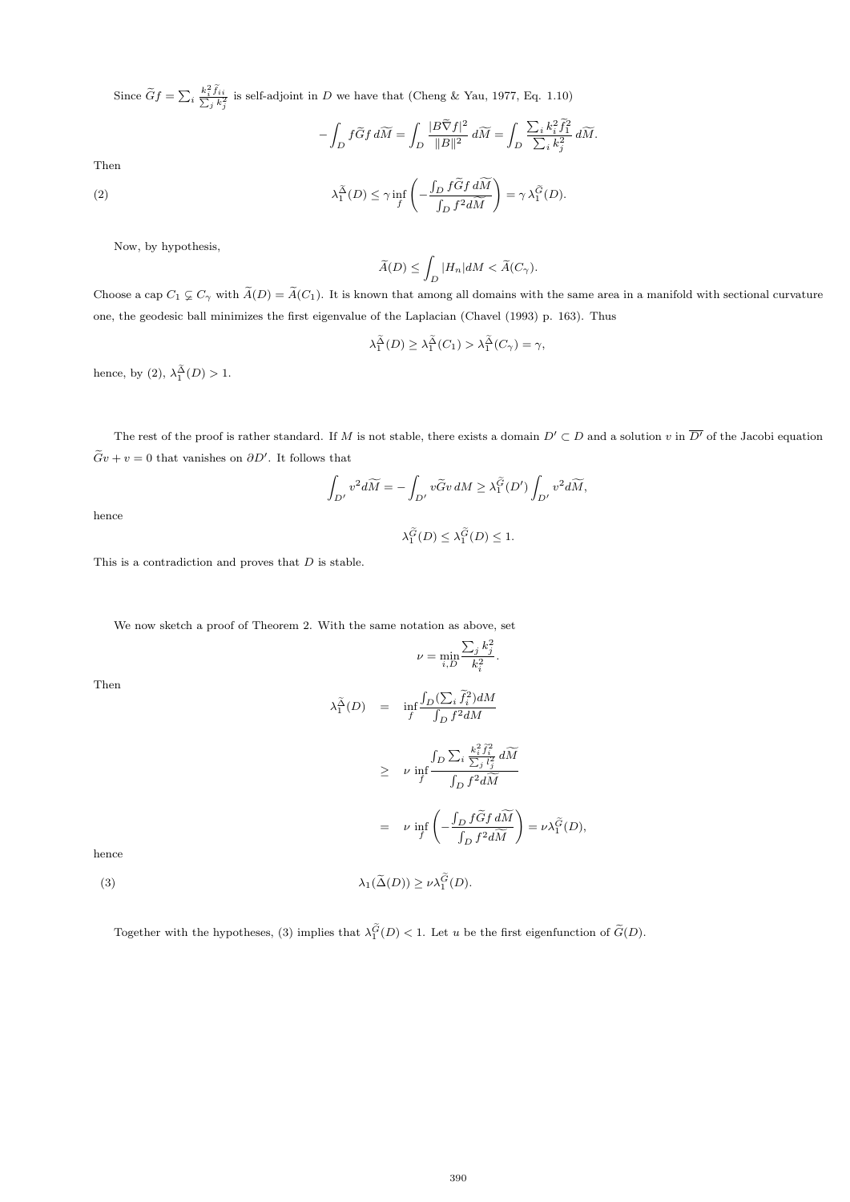Since $\widetilde{G}f = \sum_i \frac{k_i^2 \widetilde{f}_{ii}}{\sum_j k_j^2}$ is self-adjoint in $D$ we have that (Cheng & Yau, 1977, Eq. 1.10)

$$-\int_D f\widetilde{G}f\, d\widetilde{M} = \int_D \frac{|B\widetilde{\nabla}f|^2}{\|B\|^2}\, d\widetilde{M} = \int_D \frac{\sum_i k_i^2 \widetilde{f}_1^2}{\sum_i k_j^2}\, d\widetilde{M}.$$

Then

$$\lambda_1^{\widetilde{\Delta}}(D) \leq \gamma \inf_f \left( -\frac{\int_D f\widetilde{G}f\, d\widetilde{M}}{\int_D f^2 d\widetilde{M}} \right) = \gamma\, \lambda_1^{\widetilde{G}}(D). \tag{2}$$

Now, by hypothesis,

$$\widetilde{A}(D) \leq \int_D |H_n| dM < \widetilde{A}(C_\gamma).$$

Choose a cap $C_1 \subsetneq C_\gamma$ with $\widetilde{A}(D) = \widetilde{A}(C_1)$. It is known that among all domains with the same area in a manifold with sectional curvature one, the geodesic ball minimizes the first eigenvalue of the Laplacian (Chavel (1993) p. 163). Thus

$$\lambda_1^{\widetilde{\Delta}}(D) \geq \lambda_1^{\widetilde{\Delta}}(C_1) > \lambda_1^{\widetilde{\Delta}}(C_\gamma) = \gamma,$$

hence, by (2), $\lambda_1^{\widetilde{\Delta}}(D) > 1$.

The rest of the proof is rather standard. If $M$ is not stable, there exists a domain $D' \subset D$ and a solution $v$ in $\overline{D'}$ of the Jacobi equation $\widetilde{G}v + v = 0$ that vanishes on $\partial D'$. It follows that

$$\int_{D'} v^2 d\widetilde{M} = -\int_{D'} v\widetilde{G}v\, dM \geq \lambda_1^{\widetilde{G}}(D') \int_{D'} v^2 d\widetilde{M},$$

hence

$$\lambda_1^{\widetilde{G}}(D) \leq \lambda_1^{\widetilde{G}}(D) \leq 1.$$

This is a contradiction and proves that $D$ is stable.

We now sketch a proof of Theorem 2. With the same notation as above, set

$$\nu = \min_{i,D} \frac{\sum_j k_j^2}{k_i^2}.$$

Then

$$\begin{aligned}
\lambda_1^{\widetilde{\Delta}}(D) &= \inf_f \frac{\int_D (\sum_i \widetilde{f}_i^2) dM}{\int_D f^2 dM} \\
&\geq \nu \inf_f \frac{\int_D \sum_i \frac{k_i^2 \widetilde{f}_i^2}{\sum_j l_j^2}\, d\widetilde{M}}{\int_D f^2 d\widetilde{M}} \\
&= \nu \inf_f \left( -\frac{\int_D f\widetilde{G}f\, d\widetilde{M}}{\int_D f^2 d\widetilde{M}} \right) = \nu \lambda_1^{\widetilde{G}}(D),
\end{aligned}$$

hence

$$\lambda_1(\widetilde{\Delta}(D)) \geq \nu \lambda_1^{\widetilde{G}}(D). \tag{3}$$

Together with the hypotheses, (3) implies that $\lambda_1^{\widetilde{G}}(D) < 1$. Let $u$ be the first eigenfunction of $\widetilde{G}(D)$.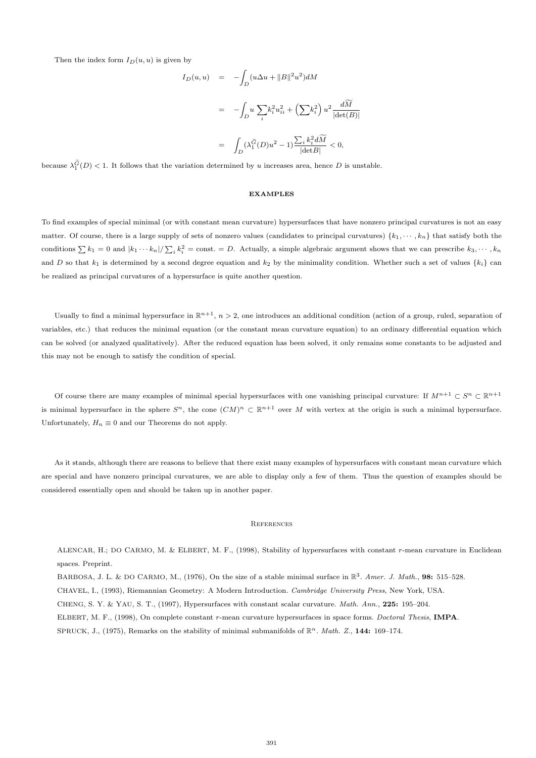Then the index form $I_D(u,u)$ is given by

$$
\begin{aligned}
I_D(u,u) &= -\int_D (u\Delta u + \|B\|^2 u^2) dM \\
&= -\int_D u \sum_i k_i^2 u_{ii}^2 + \left(\sum k_i^2\right) u^2 \frac{d\widetilde{M}}{|\det(B)|} \\
&= \int_D (\lambda_1^{\widetilde{G}}(D) u^2 - 1) \frac{\sum_i k_i^2 d\widetilde{M}}{|\det B|} < 0,
\end{aligned}
$$

because $\lambda_1^{\widetilde{G}}(D) < 1$. It follows that the variation determined by $u$ increases area, hence $D$ is unstable.

## EXAMPLES

To find examples of special minimal (or with constant mean curvature) hypersurfaces that have nonzero principal curvatures is not an easy matter. Of course, there is a large supply of sets of nonzero values (candidates to principal curvatures) $\{k_1, \cdots, k_n\}$ that satisfy both the conditions $\sum k_1 = 0$ and $|k_1 \cdots k_n| / \sum_i k_i^2 = \text{const.} = D$. Actually, a simple algebraic argument shows that we can prescribe $k_3, \cdots, k_n$ and $D$ so that $k_1$ is determined by a second degree equation and $k_2$ by the minimality condition. Whether such a set of values $\{k_i\}$ can be realized as principal curvatures of a hypersurface is quite another question.

Usually to find a minimal hypersurface in $\mathbb{R}^{n+1}$, $n > 2$, one introduces an additional condition (action of a group, ruled, separation of variables, etc.) that reduces the minimal equation (or the constant mean curvature equation) to an ordinary differential equation which can be solved (or analyzed qualitatively). After the reduced equation has been solved, it only remains some constants to be adjusted and this may not be enough to satisfy the condition of special.

Of course there are many examples of minimal special hypersurfaces with one vanishing principal curvature: If $M^{n+1} \subset S^n \subset \mathbb{R}^{n+1}$ is minimal hypersurface in the sphere $S^n$, the cone $(CM)^n \subset \mathbb{R}^{n+1}$ over $M$ with vertex at the origin is such a minimal hypersurface. Unfortunately, $H_n \equiv 0$ and our Theorems do not apply.

As it stands, although there are reasons to believe that there exist many examples of hypersurfaces with constant mean curvature which are special and have nonzero principal curvatures, we are able to display only a few of them. Thus the question of examples should be considered essentially open and should be taken up in another paper.

## References

ALENCAR, H.; DO CARMO, M. & ELBERT, M. F., (1998), Stability of hypersurfaces with constant $r$-mean curvature in Euclidean spaces. Preprint.

BARBOSA, J. L. & DO CARMO, M., (1976), On the size of a stable minimal surface in $\mathbb{R}^3$. *Amer. J. Math.*, **98:** 515–528.

CHAVEL, I., (1993), Riemannian Geometry: A Modern Introduction. *Cambridge University Press*, New York, USA.

CHENG, S. Y. & YAU, S. T., (1997), Hypersurfaces with constant scalar curvature. *Math. Ann.*, **225:** 195–204.

ELBERT, M. F., (1998), On complete constant $r$-mean curvature hypersurfaces in space forms. *Doctoral Thesis*, **IMPA**.

SPRUCK, J., (1975), Remarks on the stability of minimal submanifolds of $\mathbb{R}^n$. *Math. Z.*, **144:** 169–174.